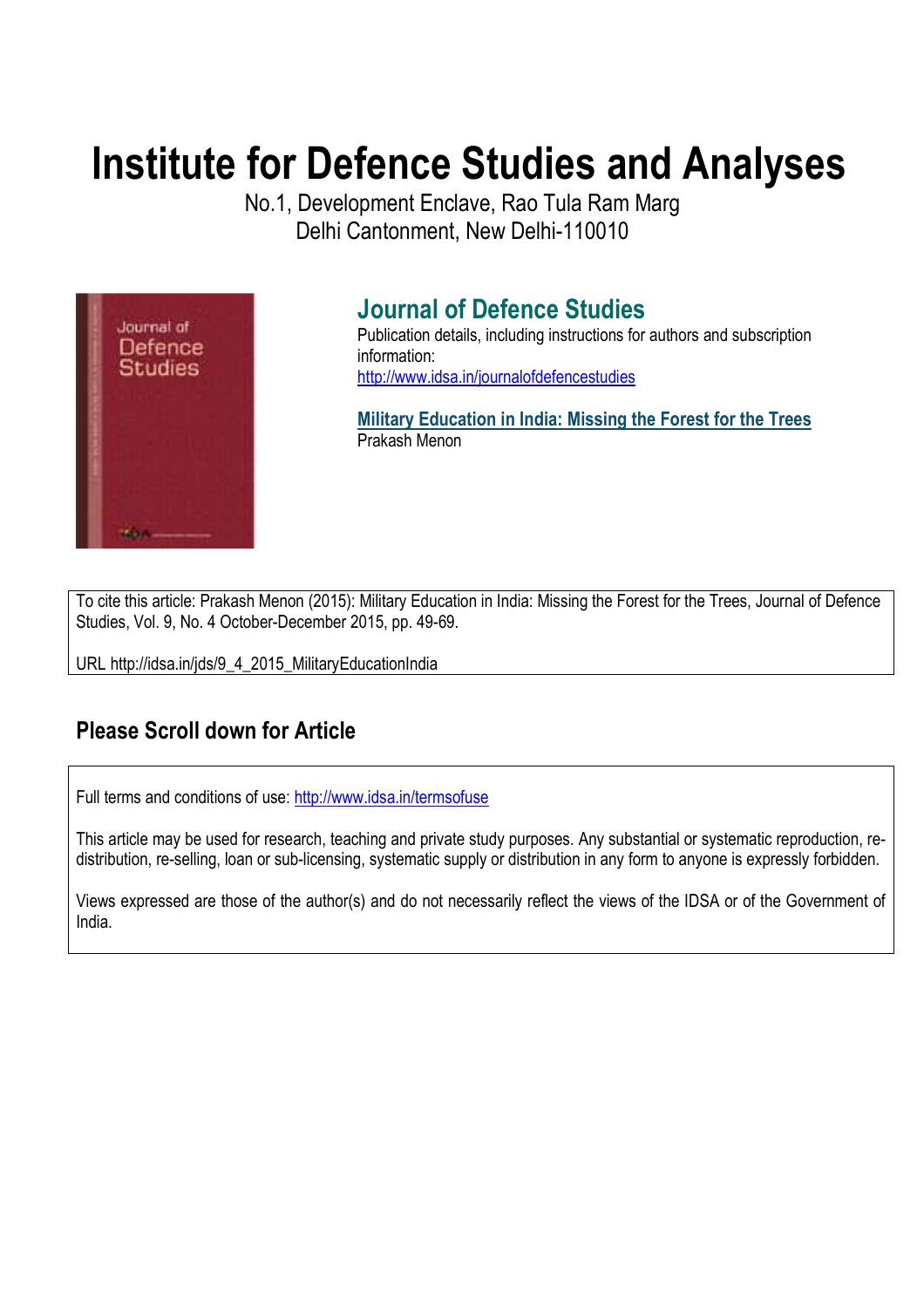# Institute for Defence Studies and Analyses

No.1, Development Enclave, Rao Tula Ram Marg
Delhi Cantonment, New Delhi-110010

## Journal of Defence Studies

Publication details, including instructions for authors and subscription information:
http://www.idsa.in/journalofdefencestudies

**Military Education in India: Missing the Forest for the Trees**
Prakash Menon

To cite this article: Prakash Menon (2015): Military Education in India: Missing the Forest for the Trees, Journal of Defence Studies, Vol. 9, No. 4 October-December 2015, pp. 49-69.

URL http://idsa.in/jds/9_4_2015_MilitaryEducationIndia

## Please Scroll down for Article

Full terms and conditions of use: http://www.idsa.in/termsofuse

This article may be used for research, teaching and private study purposes. Any substantial or systematic reproduction, re-distribution, re-selling, loan or sub-licensing, systematic supply or distribution in any form to anyone is expressly forbidden.

Views expressed are those of the author(s) and do not necessarily reflect the views of the IDSA or of the Government of India.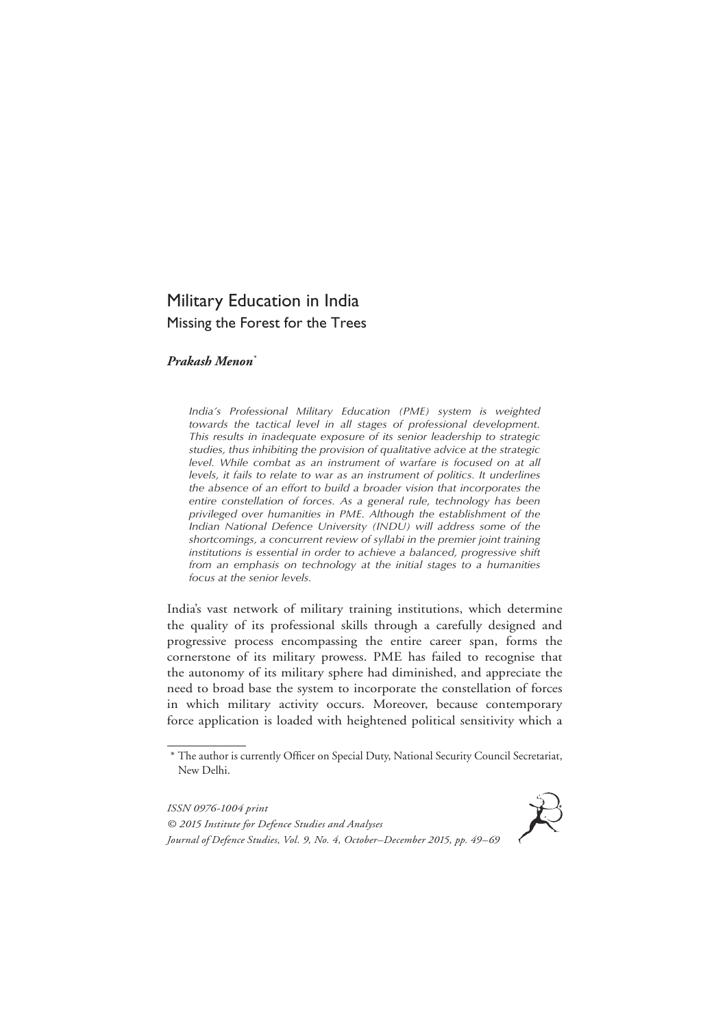# Military Education in India

## Missing the Forest for the Trees

***Prakash Menon****

*India's Professional Military Education (PME) system is weighted towards the tactical level in all stages of professional development. This results in inadequate exposure of its senior leadership to strategic studies, thus inhibiting the provision of qualitative advice at the strategic level. While combat as an instrument of warfare is focused on at all levels, it fails to relate to war as an instrument of politics. It underlines the absence of an effort to build a broader vision that incorporates the entire constellation of forces. As a general rule, technology has been privileged over humanities in PME. Although the establishment of the Indian National Defence University (INDU) will address some of the shortcomings, a concurrent review of syllabi in the premier joint training institutions is essential in order to achieve a balanced, progressive shift from an emphasis on technology at the initial stages to a humanities focus at the senior levels.*

India's vast network of military training institutions, which determine the quality of its professional skills through a carefully designed and progressive process encompassing the entire career span, forms the cornerstone of its military prowess. PME has failed to recognise that the autonomy of its military sphere had diminished, and appreciate the need to broad base the system to incorporate the constellation of forces in which military activity occurs. Moreover, because contemporary force application is loaded with heightened political sensitivity which a

\* The author is currently Officer on Special Duty, National Security Council Secretariat, New Delhi.

*ISSN 0976-1004 print*
*© 2015 Institute for Defence Studies and Analyses*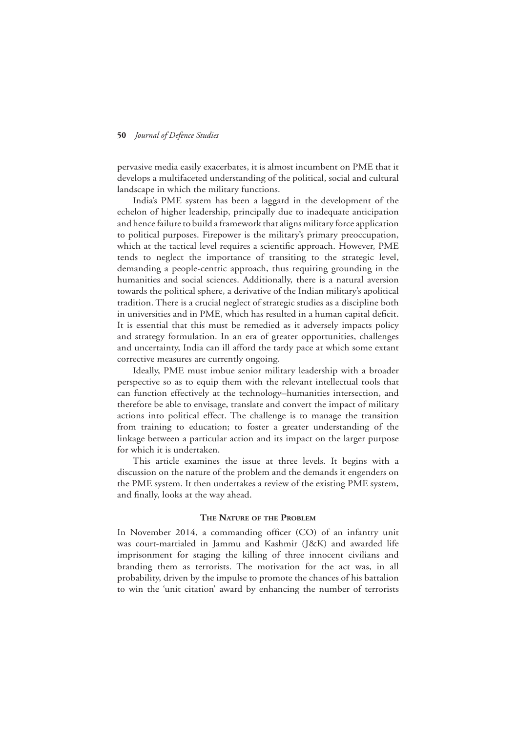pervasive media easily exacerbates, it is almost incumbent on PME that it develops a multifaceted understanding of the political, social and cultural landscape in which the military functions.

India's PME system has been a laggard in the development of the echelon of higher leadership, principally due to inadequate anticipation and hence failure to build a framework that aligns military force application to political purposes. Firepower is the military's primary preoccupation, which at the tactical level requires a scientific approach. However, PME tends to neglect the importance of transiting to the strategic level, demanding a people-centric approach, thus requiring grounding in the humanities and social sciences. Additionally, there is a natural aversion towards the political sphere, a derivative of the Indian military's apolitical tradition. There is a crucial neglect of strategic studies as a discipline both in universities and in PME, which has resulted in a human capital deficit. It is essential that this must be remedied as it adversely impacts policy and strategy formulation. In an era of greater opportunities, challenges and uncertainty, India can ill afford the tardy pace at which some extant corrective measures are currently ongoing.

Ideally, PME must imbue senior military leadership with a broader perspective so as to equip them with the relevant intellectual tools that can function effectively at the technology–humanities intersection, and therefore be able to envisage, translate and convert the impact of military actions into political effect. The challenge is to manage the transition from training to education; to foster a greater understanding of the linkage between a particular action and its impact on the larger purpose for which it is undertaken.

This article examines the issue at three levels. It begins with a discussion on the nature of the problem and the demands it engenders on the PME system. It then undertakes a review of the existing PME system, and finally, looks at the way ahead.

## The Nature of the Problem

In November 2014, a commanding officer (CO) of an infantry unit was court-martialed in Jammu and Kashmir (J&K) and awarded life imprisonment for staging the killing of three innocent civilians and branding them as terrorists. The motivation for the act was, in all probability, driven by the impulse to promote the chances of his battalion to win the 'unit citation' award by enhancing the number of terrorists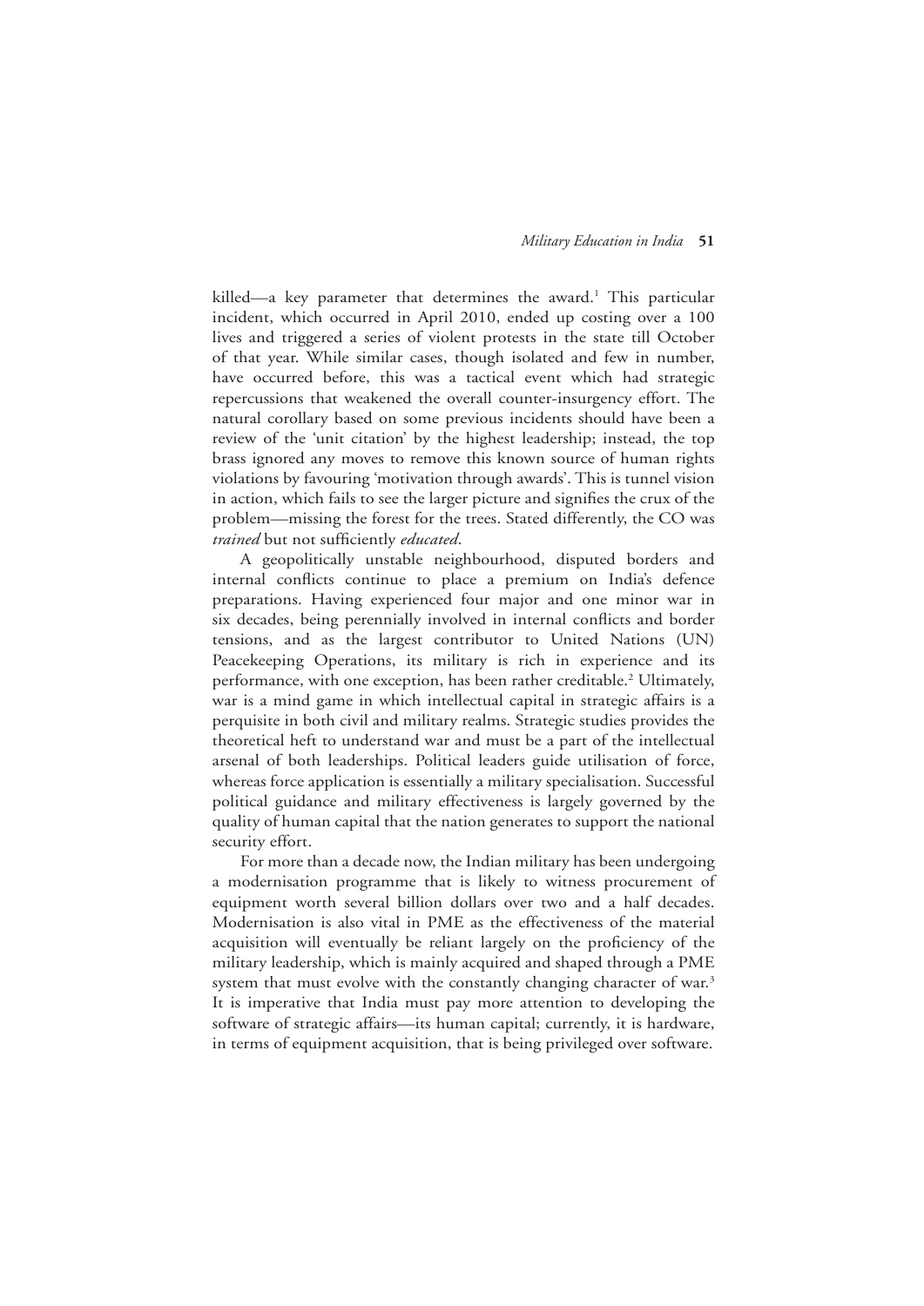killed—a key parameter that determines the award.[1] This particular incident, which occurred in April 2010, ended up costing over a 100 lives and triggered a series of violent protests in the state till October of that year. While similar cases, though isolated and few in number, have occurred before, this was a tactical event which had strategic repercussions that weakened the overall counter-insurgency effort. The natural corollary based on some previous incidents should have been a review of the 'unit citation' by the highest leadership; instead, the top brass ignored any moves to remove this known source of human rights violations by favouring 'motivation through awards'. This is tunnel vision in action, which fails to see the larger picture and signifies the crux of the problem—missing the forest for the trees. Stated differently, the CO was *trained* but not sufficiently *educated*.

A geopolitically unstable neighbourhood, disputed borders and internal conflicts continue to place a premium on India's defence preparations. Having experienced four major and one minor war in six decades, being perennially involved in internal conflicts and border tensions, and as the largest contributor to United Nations (UN) Peacekeeping Operations, its military is rich in experience and its performance, with one exception, has been rather creditable.[2] Ultimately, war is a mind game in which intellectual capital in strategic affairs is a perquisite in both civil and military realms. Strategic studies provides the theoretical heft to understand war and must be a part of the intellectual arsenal of both leaderships. Political leaders guide utilisation of force, whereas force application is essentially a military specialisation. Successful political guidance and military effectiveness is largely governed by the quality of human capital that the nation generates to support the national security effort.

For more than a decade now, the Indian military has been undergoing a modernisation programme that is likely to witness procurement of equipment worth several billion dollars over two and a half decades. Modernisation is also vital in PME as the effectiveness of the material acquisition will eventually be reliant largely on the proficiency of the military leadership, which is mainly acquired and shaped through a PME system that must evolve with the constantly changing character of war.[3] It is imperative that India must pay more attention to developing the software of strategic affairs—its human capital; currently, it is hardware, in terms of equipment acquisition, that is being privileged over software.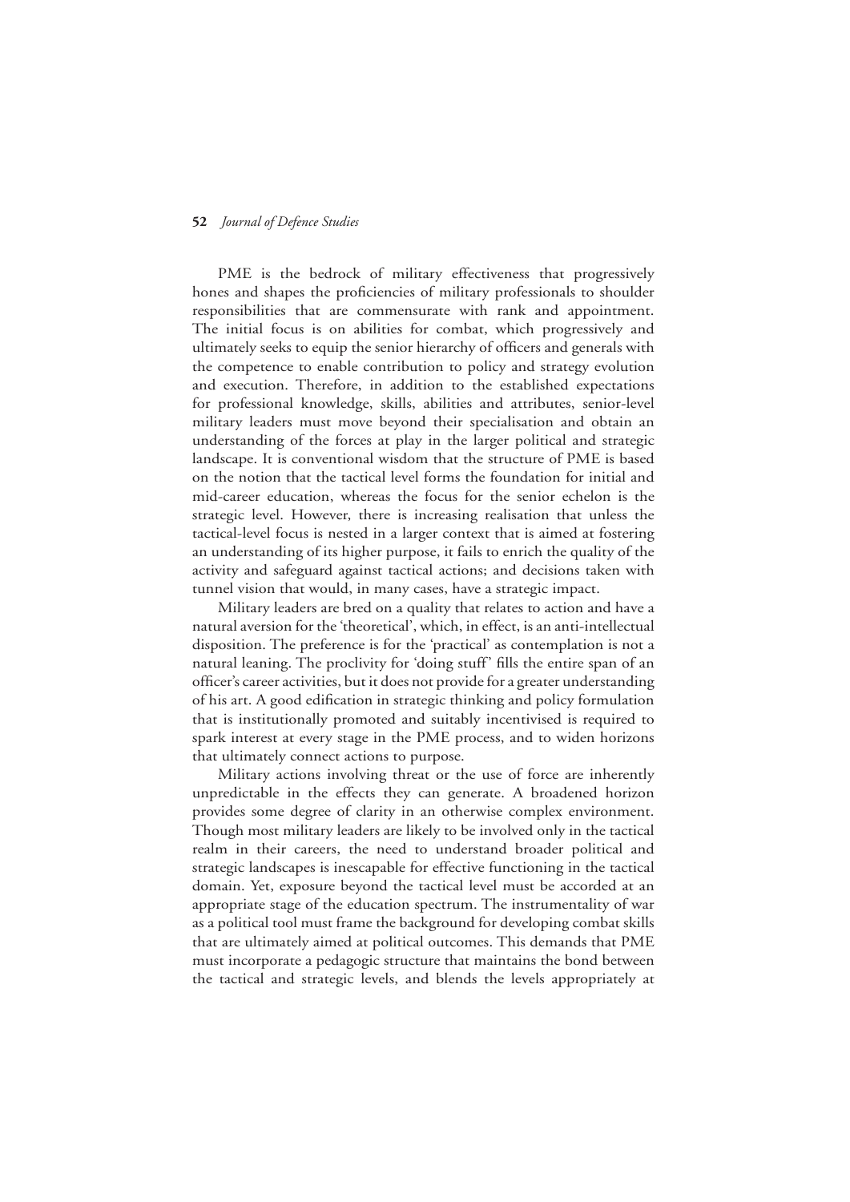PME is the bedrock of military effectiveness that progressively hones and shapes the proficiencies of military professionals to shoulder responsibilities that are commensurate with rank and appointment. The initial focus is on abilities for combat, which progressively and ultimately seeks to equip the senior hierarchy of officers and generals with the competence to enable contribution to policy and strategy evolution and execution. Therefore, in addition to the established expectations for professional knowledge, skills, abilities and attributes, senior-level military leaders must move beyond their specialisation and obtain an understanding of the forces at play in the larger political and strategic landscape. It is conventional wisdom that the structure of PME is based on the notion that the tactical level forms the foundation for initial and mid-career education, whereas the focus for the senior echelon is the strategic level. However, there is increasing realisation that unless the tactical-level focus is nested in a larger context that is aimed at fostering an understanding of its higher purpose, it fails to enrich the quality of the activity and safeguard against tactical actions; and decisions taken with tunnel vision that would, in many cases, have a strategic impact.

Military leaders are bred on a quality that relates to action and have a natural aversion for the 'theoretical', which, in effect, is an anti-intellectual disposition. The preference is for the 'practical' as contemplation is not a natural leaning. The proclivity for 'doing stuff' fills the entire span of an officer's career activities, but it does not provide for a greater understanding of his art. A good edification in strategic thinking and policy formulation that is institutionally promoted and suitably incentivised is required to spark interest at every stage in the PME process, and to widen horizons that ultimately connect actions to purpose.

Military actions involving threat or the use of force are inherently unpredictable in the effects they can generate. A broadened horizon provides some degree of clarity in an otherwise complex environment. Though most military leaders are likely to be involved only in the tactical realm in their careers, the need to understand broader political and strategic landscapes is inescapable for effective functioning in the tactical domain. Yet, exposure beyond the tactical level must be accorded at an appropriate stage of the education spectrum. The instrumentality of war as a political tool must frame the background for developing combat skills that are ultimately aimed at political outcomes. This demands that PME must incorporate a pedagogic structure that maintains the bond between the tactical and strategic levels, and blends the levels appropriately at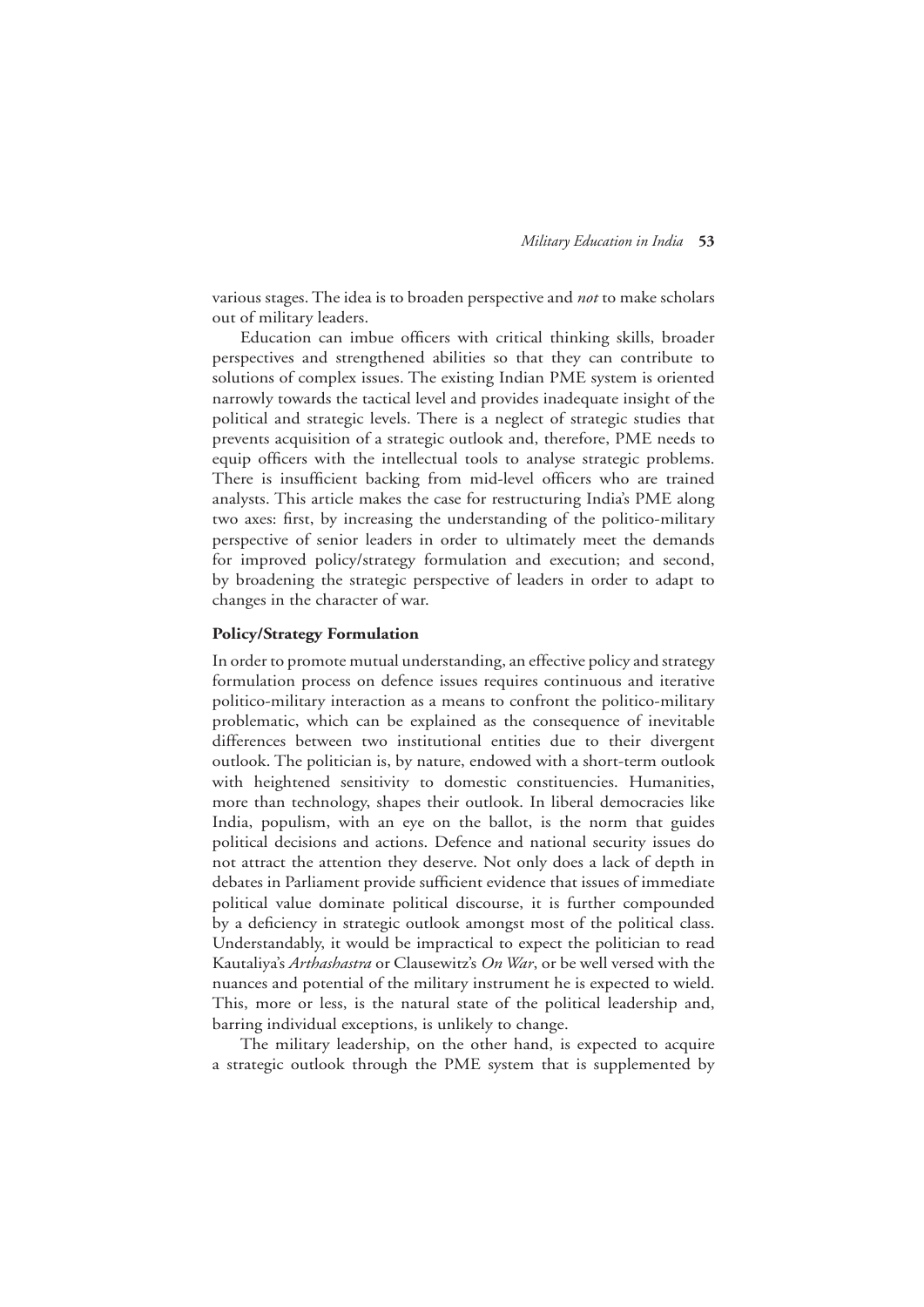various stages. The idea is to broaden perspective and *not* to make scholars out of military leaders.

Education can imbue officers with critical thinking skills, broader perspectives and strengthened abilities so that they can contribute to solutions of complex issues. The existing Indian PME system is oriented narrowly towards the tactical level and provides inadequate insight of the political and strategic levels. There is a neglect of strategic studies that prevents acquisition of a strategic outlook and, therefore, PME needs to equip officers with the intellectual tools to analyse strategic problems. There is insufficient backing from mid-level officers who are trained analysts. This article makes the case for restructuring India's PME along two axes: first, by increasing the understanding of the politico-military perspective of senior leaders in order to ultimately meet the demands for improved policy/strategy formulation and execution; and second, by broadening the strategic perspective of leaders in order to adapt to changes in the character of war.

**Policy/Strategy Formulation**

In order to promote mutual understanding, an effective policy and strategy formulation process on defence issues requires continuous and iterative politico-military interaction as a means to confront the politico-military problematic, which can be explained as the consequence of inevitable differences between two institutional entities due to their divergent outlook. The politician is, by nature, endowed with a short-term outlook with heightened sensitivity to domestic constituencies. Humanities, more than technology, shapes their outlook. In liberal democracies like India, populism, with an eye on the ballot, is the norm that guides political decisions and actions. Defence and national security issues do not attract the attention they deserve. Not only does a lack of depth in debates in Parliament provide sufficient evidence that issues of immediate political value dominate political discourse, it is further compounded by a deficiency in strategic outlook amongst most of the political class. Understandably, it would be impractical to expect the politician to read Kautaliya's *Arthashastra* or Clausewitz's *On War*, or be well versed with the nuances and potential of the military instrument he is expected to wield. This, more or less, is the natural state of the political leadership and, barring individual exceptions, is unlikely to change.

The military leadership, on the other hand, is expected to acquire a strategic outlook through the PME system that is supplemented by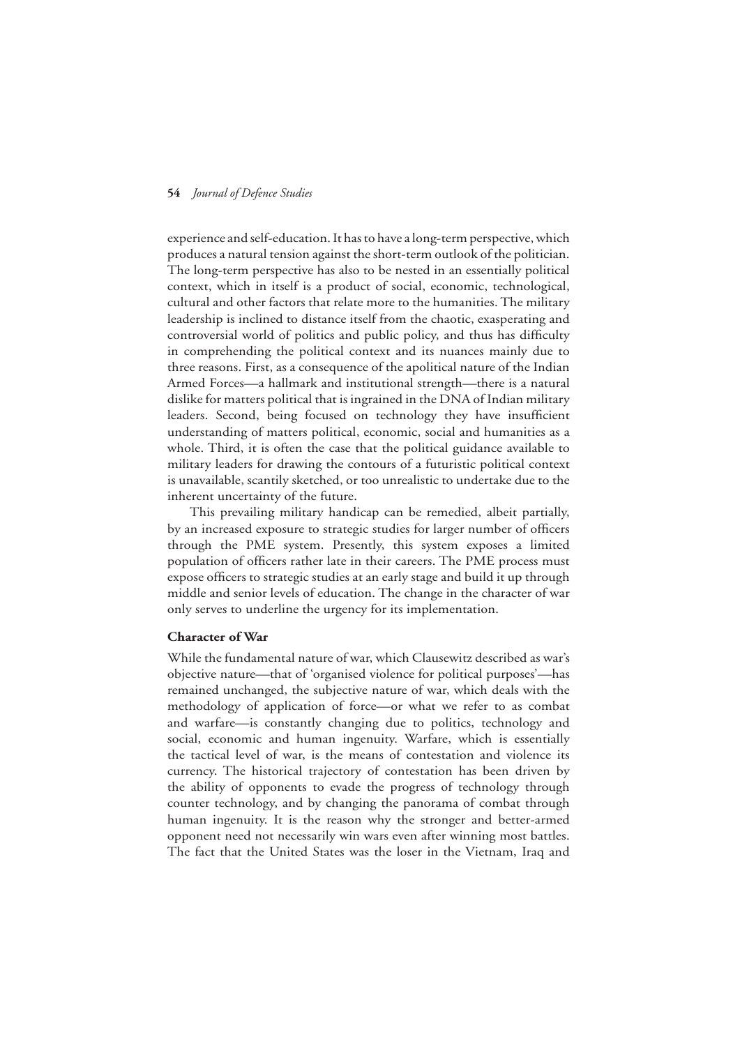experience and self-education. It has to have a long-term perspective, which produces a natural tension against the short-term outlook of the politician. The long-term perspective has also to be nested in an essentially political context, which in itself is a product of social, economic, technological, cultural and other factors that relate more to the humanities. The military leadership is inclined to distance itself from the chaotic, exasperating and controversial world of politics and public policy, and thus has difficulty in comprehending the political context and its nuances mainly due to three reasons. First, as a consequence of the apolitical nature of the Indian Armed Forces—a hallmark and institutional strength—there is a natural dislike for matters political that is ingrained in the DNA of Indian military leaders. Second, being focused on technology they have insufficient understanding of matters political, economic, social and humanities as a whole. Third, it is often the case that the political guidance available to military leaders for drawing the contours of a futuristic political context is unavailable, scantily sketched, or too unrealistic to undertake due to the inherent uncertainty of the future.

This prevailing military handicap can be remedied, albeit partially, by an increased exposure to strategic studies for larger number of officers through the PME system. Presently, this system exposes a limited population of officers rather late in their careers. The PME process must expose officers to strategic studies at an early stage and build it up through middle and senior levels of education. The change in the character of war only serves to underline the urgency for its implementation.

**Character of War**

While the fundamental nature of war, which Clausewitz described as war's objective nature—that of 'organised violence for political purposes'—has remained unchanged, the subjective nature of war, which deals with the methodology of application of force—or what we refer to as combat and warfare—is constantly changing due to politics, technology and social, economic and human ingenuity. Warfare, which is essentially the tactical level of war, is the means of contestation and violence its currency. The historical trajectory of contestation has been driven by the ability of opponents to evade the progress of technology through counter technology, and by changing the panorama of combat through human ingenuity. It is the reason why the stronger and better-armed opponent need not necessarily win wars even after winning most battles. The fact that the United States was the loser in the Vietnam, Iraq and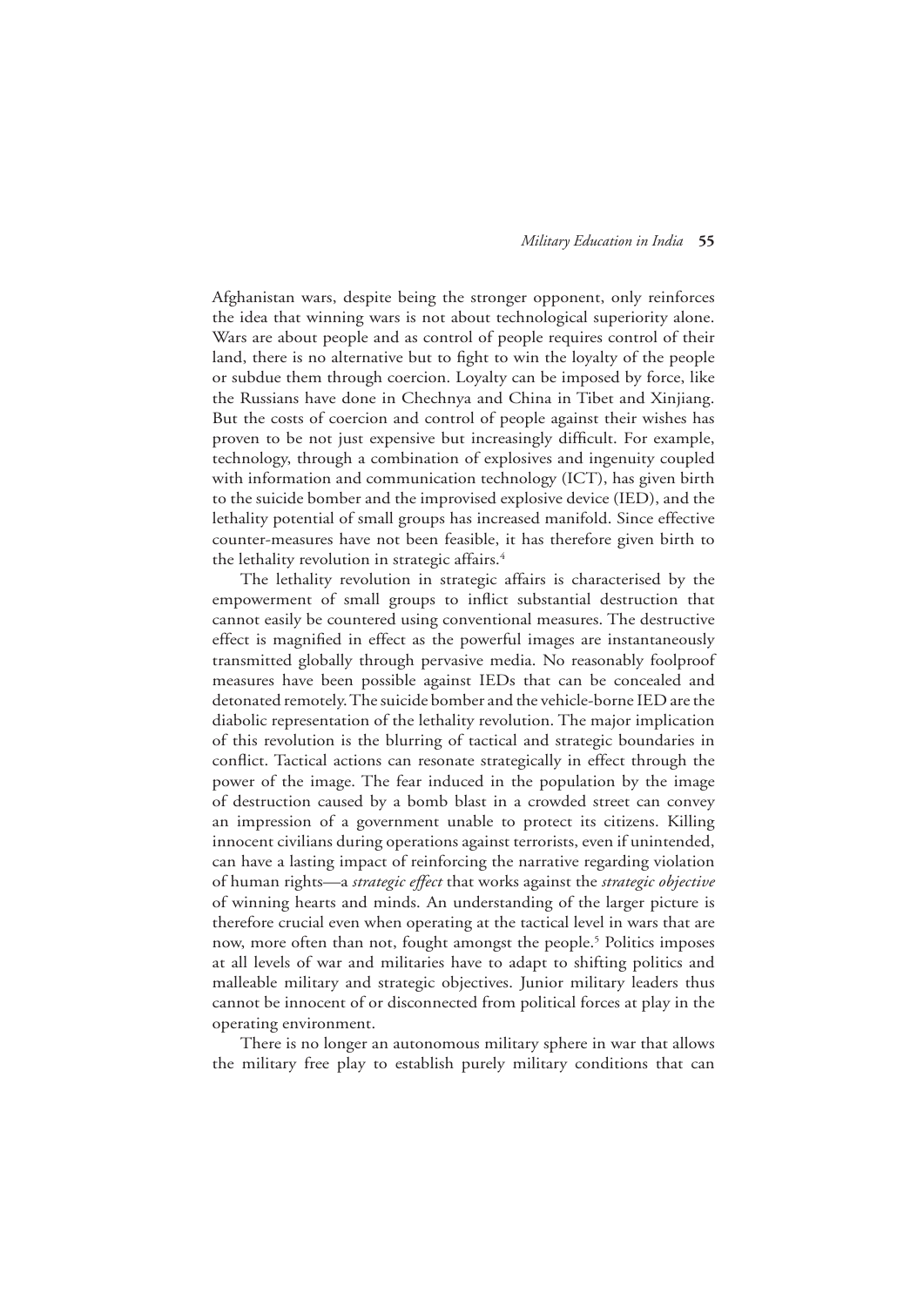Afghanistan wars, despite being the stronger opponent, only reinforces the idea that winning wars is not about technological superiority alone. Wars are about people and as control of people requires control of their land, there is no alternative but to fight to win the loyalty of the people or subdue them through coercion. Loyalty can be imposed by force, like the Russians have done in Chechnya and China in Tibet and Xinjiang. But the costs of coercion and control of people against their wishes has proven to be not just expensive but increasingly difficult. For example, technology, through a combination of explosives and ingenuity coupled with information and communication technology (ICT), has given birth to the suicide bomber and the improvised explosive device (IED), and the lethality potential of small groups has increased manifold. Since effective counter-measures have not been feasible, it has therefore given birth to the lethality revolution in strategic affairs.[4]

The lethality revolution in strategic affairs is characterised by the empowerment of small groups to inflict substantial destruction that cannot easily be countered using conventional measures. The destructive effect is magnified in effect as the powerful images are instantaneously transmitted globally through pervasive media. No reasonably foolproof measures have been possible against IEDs that can be concealed and detonated remotely. The suicide bomber and the vehicle-borne IED are the diabolic representation of the lethality revolution. The major implication of this revolution is the blurring of tactical and strategic boundaries in conflict. Tactical actions can resonate strategically in effect through the power of the image. The fear induced in the population by the image of destruction caused by a bomb blast in a crowded street can convey an impression of a government unable to protect its citizens. Killing innocent civilians during operations against terrorists, even if unintended, can have a lasting impact of reinforcing the narrative regarding violation of human rights—a *strategic effect* that works against the *strategic objective* of winning hearts and minds. An understanding of the larger picture is therefore crucial even when operating at the tactical level in wars that are now, more often than not, fought amongst the people.[5] Politics imposes at all levels of war and militaries have to adapt to shifting politics and malleable military and strategic objectives. Junior military leaders thus cannot be innocent of or disconnected from political forces at play in the operating environment.

There is no longer an autonomous military sphere in war that allows the military free play to establish purely military conditions that can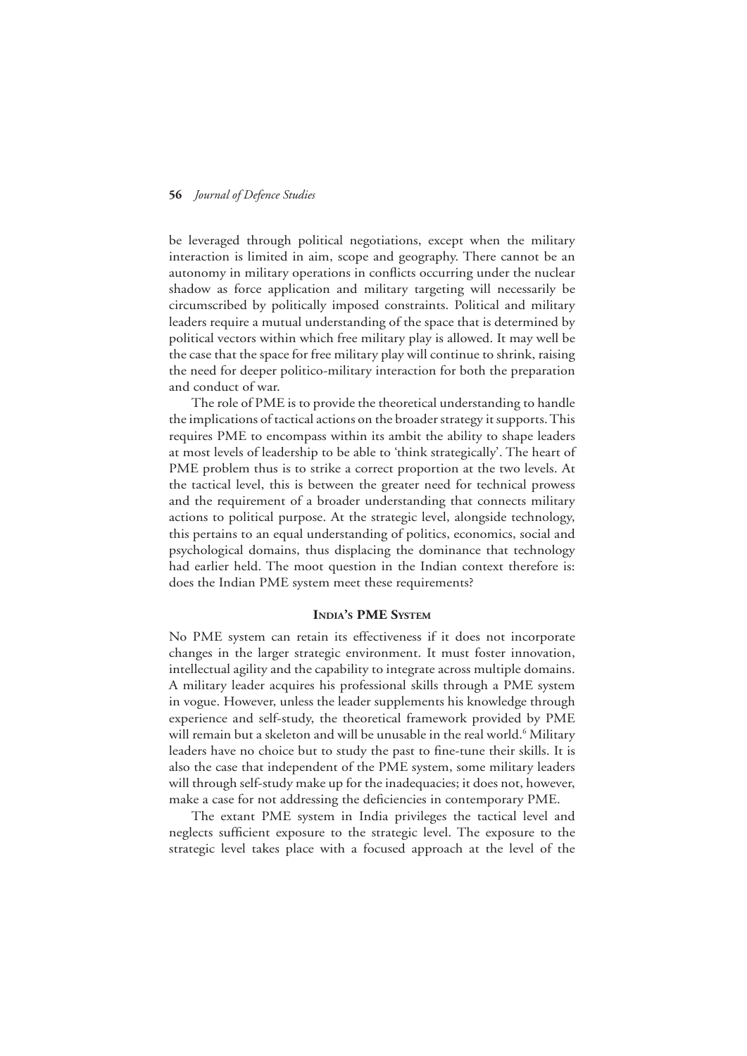be leveraged through political negotiations, except when the military interaction is limited in aim, scope and geography. There cannot be an autonomy in military operations in conflicts occurring under the nuclear shadow as force application and military targeting will necessarily be circumscribed by politically imposed constraints. Political and military leaders require a mutual understanding of the space that is determined by political vectors within which free military play is allowed. It may well be the case that the space for free military play will continue to shrink, raising the need for deeper politico-military interaction for both the preparation and conduct of war.

The role of PME is to provide the theoretical understanding to handle the implications of tactical actions on the broader strategy it supports. This requires PME to encompass within its ambit the ability to shape leaders at most levels of leadership to be able to 'think strategically'. The heart of PME problem thus is to strike a correct proportion at the two levels. At the tactical level, this is between the greater need for technical prowess and the requirement of a broader understanding that connects military actions to political purpose. At the strategic level, alongside technology, this pertains to an equal understanding of politics, economics, social and psychological domains, thus displacing the dominance that technology had earlier held. The moot question in the Indian context therefore is: does the Indian PME system meet these requirements?

## India's PME System

No PME system can retain its effectiveness if it does not incorporate changes in the larger strategic environment. It must foster innovation, intellectual agility and the capability to integrate across multiple domains. A military leader acquires his professional skills through a PME system in vogue. However, unless the leader supplements his knowledge through experience and self-study, the theoretical framework provided by PME will remain but a skeleton and will be unusable in the real world.[6] Military leaders have no choice but to study the past to fine-tune their skills. It is also the case that independent of the PME system, some military leaders will through self-study make up for the inadequacies; it does not, however, make a case for not addressing the deficiencies in contemporary PME.

The extant PME system in India privileges the tactical level and neglects sufficient exposure to the strategic level. The exposure to the strategic level takes place with a focused approach at the level of the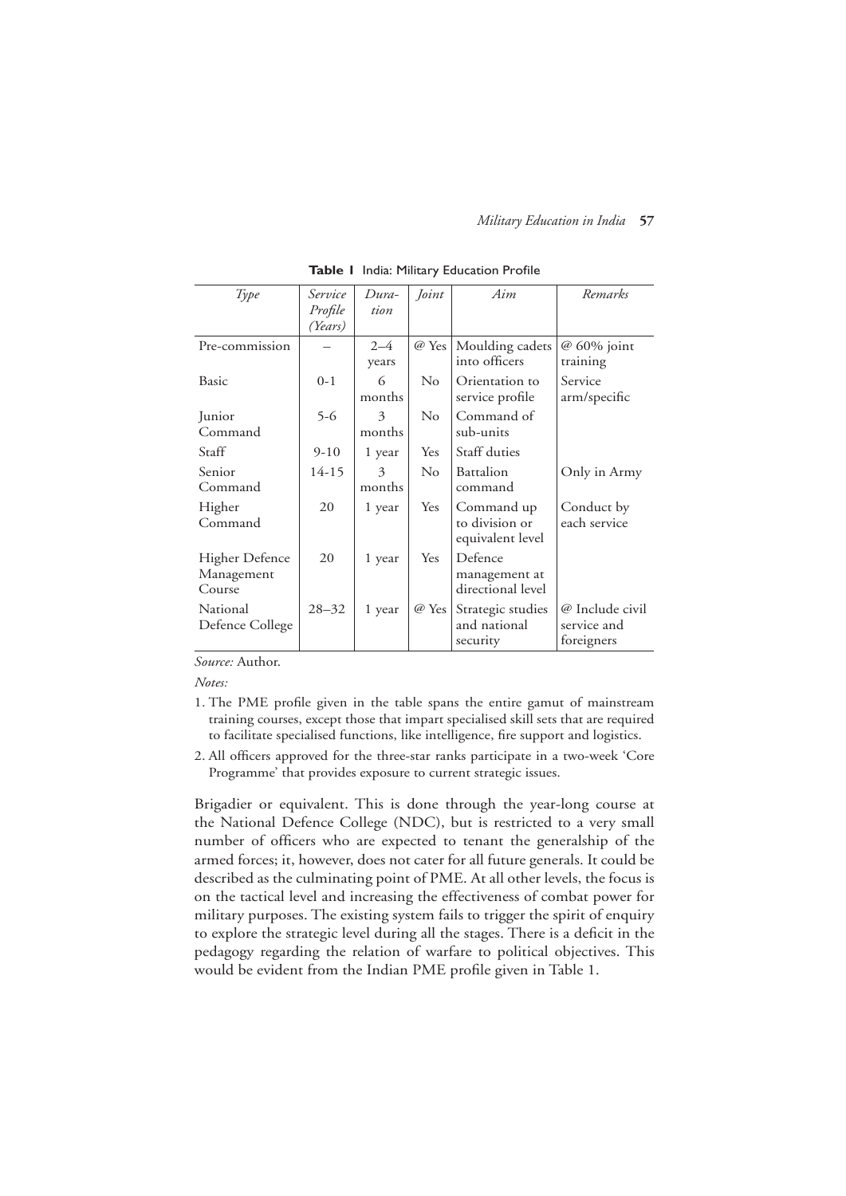**Table 1** India: Military Education Profile

| *Type* | *Service Profile (Years)* | *Duration* | *Joint* | *Aim* | *Remarks* |
|---|---|---|---|---|---|
| Pre-commission | – | 2–4 years | @ Yes | Moulding cadets into officers | @ 60% joint training |
| Basic | 0-1 | 6 months | No | Orientation to service profile | Service arm/specific |
| Junior Command | 5-6 | 3 months | No | Command of sub-units | |
| Staff | 9-10 | 1 year | Yes | Staff duties | |
| Senior Command | 14-15 | 3 months | No | Battalion command | Only in Army |
| Higher Command | 20 | 1 year | Yes | Command up to division or equivalent level | Conduct by each service |
| Higher Defence Management Course | 20 | 1 year | Yes | Defence management at directional level | |
| National Defence College | 28–32 | 1 year | @ Yes | Strategic studies and national security | @ Include civil service and foreigners |

*Source:* Author.

*Notes:*

1. The PME profile given in the table spans the entire gamut of mainstream training courses, except those that impart specialised skill sets that are required to facilitate specialised functions, like intelligence, fire support and logistics.
2. All officers approved for the three-star ranks participate in a two-week 'Core Programme' that provides exposure to current strategic issues.

Brigadier or equivalent. This is done through the year-long course at the National Defence College (NDC), but is restricted to a very small number of officers who are expected to tenant the generalship of the armed forces; it, however, does not cater for all future generals. It could be described as the culminating point of PME. At all other levels, the focus is on the tactical level and increasing the effectiveness of combat power for military purposes. The existing system fails to trigger the spirit of enquiry to explore the strategic level during all the stages. There is a deficit in the pedagogy regarding the relation of warfare to political objectives. This would be evident from the Indian PME profile given in Table 1.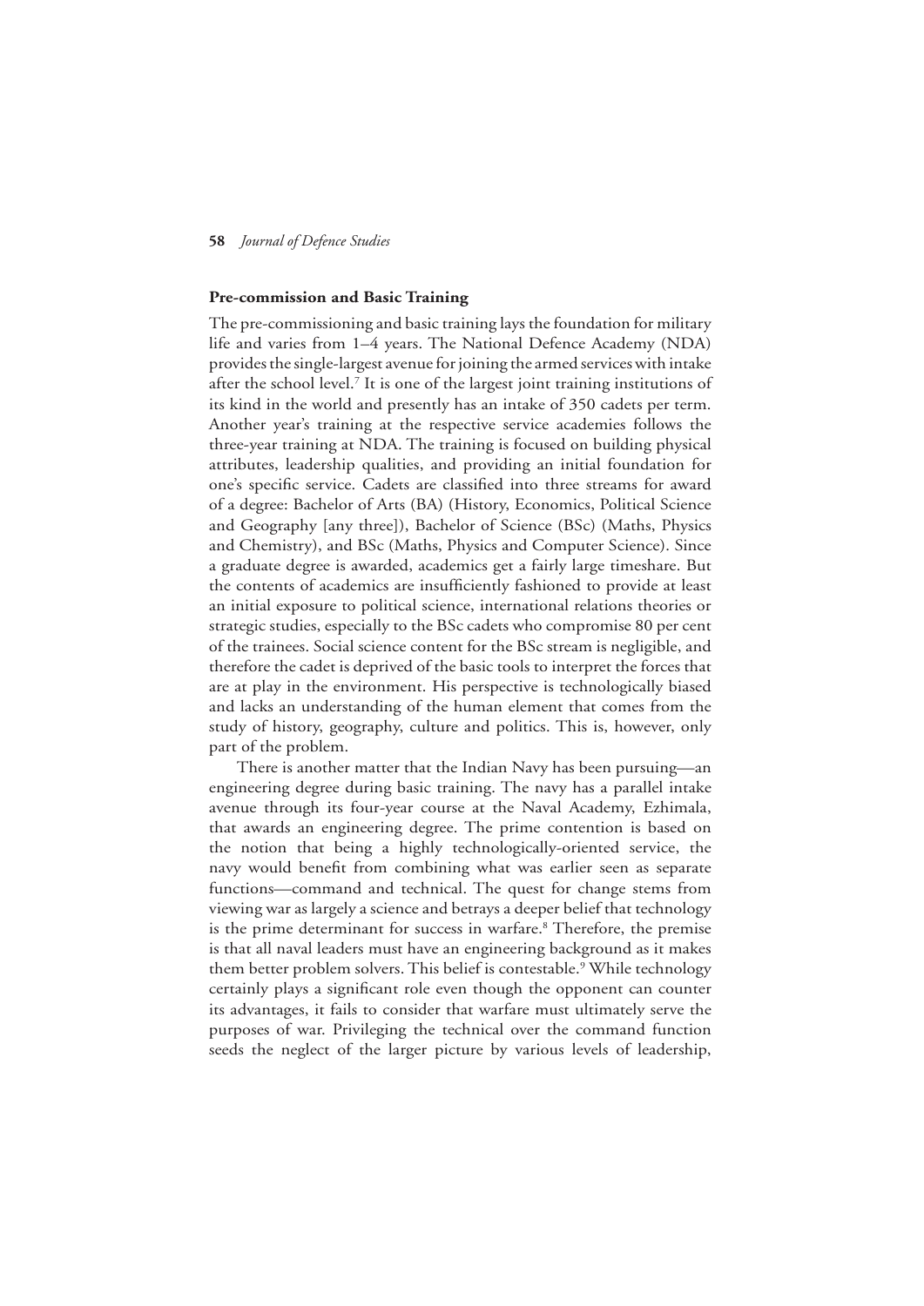### Pre-commission and Basic Training

The pre-commissioning and basic training lays the foundation for military life and varies from 1–4 years. The National Defence Academy (NDA) provides the single-largest avenue for joining the armed services with intake after the school level.[7] It is one of the largest joint training institutions of its kind in the world and presently has an intake of 350 cadets per term. Another year's training at the respective service academies follows the three-year training at NDA. The training is focused on building physical attributes, leadership qualities, and providing an initial foundation for one's specific service. Cadets are classified into three streams for award of a degree: Bachelor of Arts (BA) (History, Economics, Political Science and Geography [any three]), Bachelor of Science (BSc) (Maths, Physics and Chemistry), and BSc (Maths, Physics and Computer Science). Since a graduate degree is awarded, academics get a fairly large timeshare. But the contents of academics are insufficiently fashioned to provide at least an initial exposure to political science, international relations theories or strategic studies, especially to the BSc cadets who compromise 80 per cent of the trainees. Social science content for the BSc stream is negligible, and therefore the cadet is deprived of the basic tools to interpret the forces that are at play in the environment. His perspective is technologically biased and lacks an understanding of the human element that comes from the study of history, geography, culture and politics. This is, however, only part of the problem.

There is another matter that the Indian Navy has been pursuing—an engineering degree during basic training. The navy has a parallel intake avenue through its four-year course at the Naval Academy, Ezhimala, that awards an engineering degree. The prime contention is based on the notion that being a highly technologically-oriented service, the navy would benefit from combining what was earlier seen as separate functions—command and technical. The quest for change stems from viewing war as largely a science and betrays a deeper belief that technology is the prime determinant for success in warfare.[8] Therefore, the premise is that all naval leaders must have an engineering background as it makes them better problem solvers. This belief is contestable.[9] While technology certainly plays a significant role even though the opponent can counter its advantages, it fails to consider that warfare must ultimately serve the purposes of war. Privileging the technical over the command function seeds the neglect of the larger picture by various levels of leadership,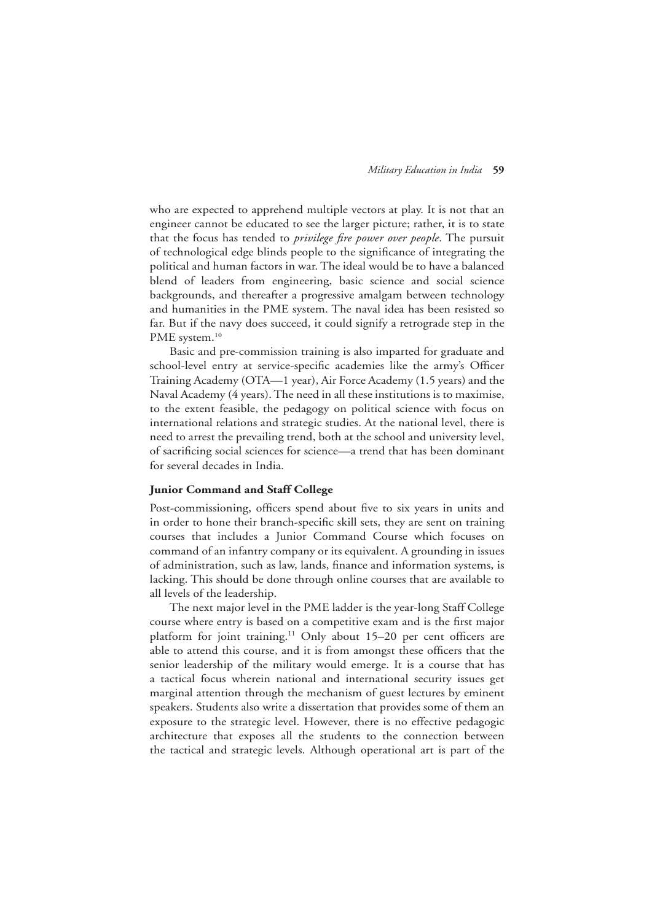who are expected to apprehend multiple vectors at play. It is not that an engineer cannot be educated to see the larger picture; rather, it is to state that the focus has tended to *privilege fire power over people*. The pursuit of technological edge blinds people to the significance of integrating the political and human factors in war. The ideal would be to have a balanced blend of leaders from engineering, basic science and social science backgrounds, and thereafter a progressive amalgam between technology and humanities in the PME system. The naval idea has been resisted so far. But if the navy does succeed, it could signify a retrograde step in the PME system.[10]

Basic and pre-commission training is also imparted for graduate and school-level entry at service-specific academies like the army's Officer Training Academy (OTA—1 year), Air Force Academy (1.5 years) and the Naval Academy (4 years). The need in all these institutions is to maximise, to the extent feasible, the pedagogy on political science with focus on international relations and strategic studies. At the national level, there is need to arrest the prevailing trend, both at the school and university level, of sacrificing social sciences for science—a trend that has been dominant for several decades in India.

## Junior Command and Staff College

Post-commissioning, officers spend about five to six years in units and in order to hone their branch-specific skill sets, they are sent on training courses that includes a Junior Command Course which focuses on command of an infantry company or its equivalent. A grounding in issues of administration, such as law, lands, finance and information systems, is lacking. This should be done through online courses that are available to all levels of the leadership.

The next major level in the PME ladder is the year-long Staff College course where entry is based on a competitive exam and is the first major platform for joint training.[11] Only about 15–20 per cent officers are able to attend this course, and it is from amongst these officers that the senior leadership of the military would emerge. It is a course that has a tactical focus wherein national and international security issues get marginal attention through the mechanism of guest lectures by eminent speakers. Students also write a dissertation that provides some of them an exposure to the strategic level. However, there is no effective pedagogic architecture that exposes all the students to the connection between the tactical and strategic levels. Although operational art is part of the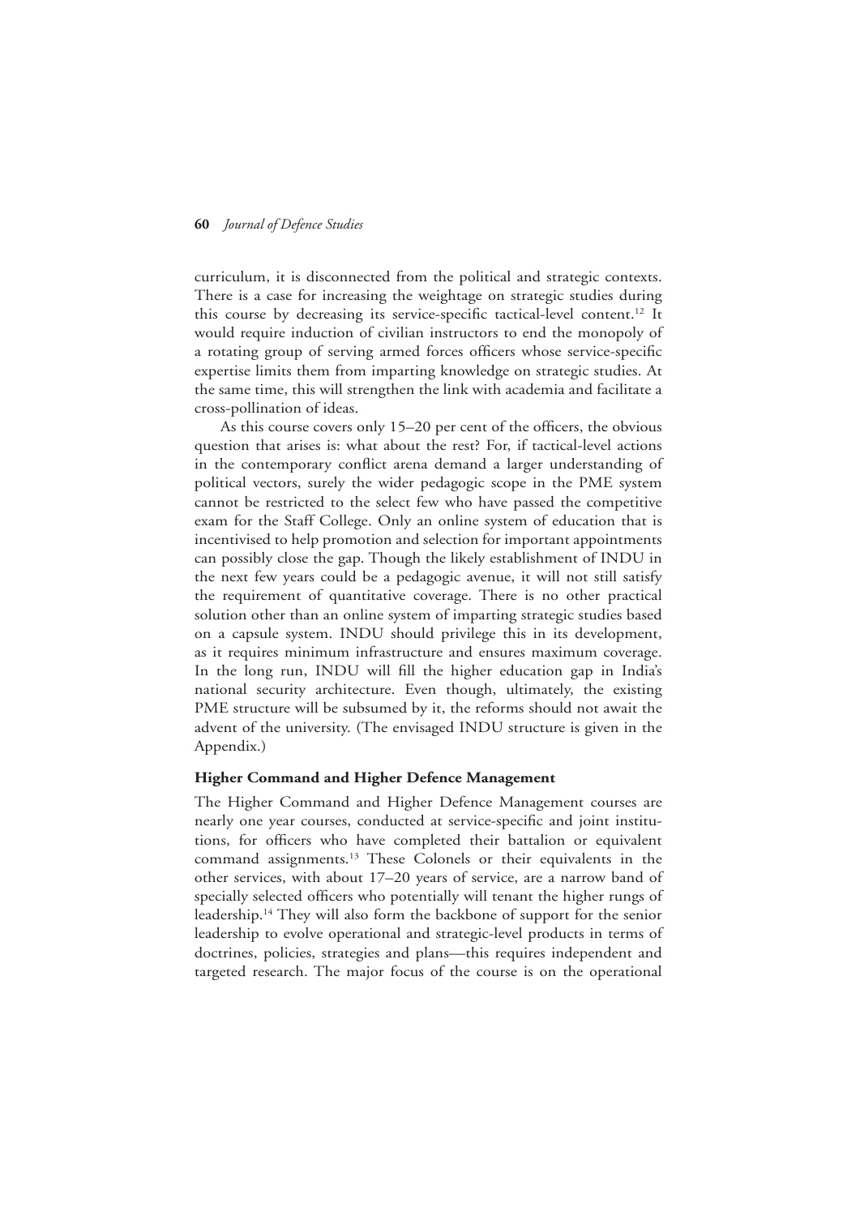curriculum, it is disconnected from the political and strategic contexts. There is a case for increasing the weightage on strategic studies during this course by decreasing its service-specific tactical-level content.[12] It would require induction of civilian instructors to end the monopoly of a rotating group of serving armed forces officers whose service-specific expertise limits them from imparting knowledge on strategic studies. At the same time, this will strengthen the link with academia and facilitate a cross-pollination of ideas.

As this course covers only 15–20 per cent of the officers, the obvious question that arises is: what about the rest? For, if tactical-level actions in the contemporary conflict arena demand a larger understanding of political vectors, surely the wider pedagogic scope in the PME system cannot be restricted to the select few who have passed the competitive exam for the Staff College. Only an online system of education that is incentivised to help promotion and selection for important appointments can possibly close the gap. Though the likely establishment of INDU in the next few years could be a pedagogic avenue, it will not still satisfy the requirement of quantitative coverage. There is no other practical solution other than an online system of imparting strategic studies based on a capsule system. INDU should privilege this in its development, as it requires minimum infrastructure and ensures maximum coverage. In the long run, INDU will fill the higher education gap in India's national security architecture. Even though, ultimately, the existing PME structure will be subsumed by it, the reforms should not await the advent of the university. (The envisaged INDU structure is given in the Appendix.)

### Higher Command and Higher Defence Management

The Higher Command and Higher Defence Management courses are nearly one year courses, conducted at service-specific and joint institutions, for officers who have completed their battalion or equivalent command assignments.[13] These Colonels or their equivalents in the other services, with about 17–20 years of service, are a narrow band of specially selected officers who potentially will tenant the higher rungs of leadership.[14] They will also form the backbone of support for the senior leadership to evolve operational and strategic-level products in terms of doctrines, policies, strategies and plans—this requires independent and targeted research. The major focus of the course is on the operational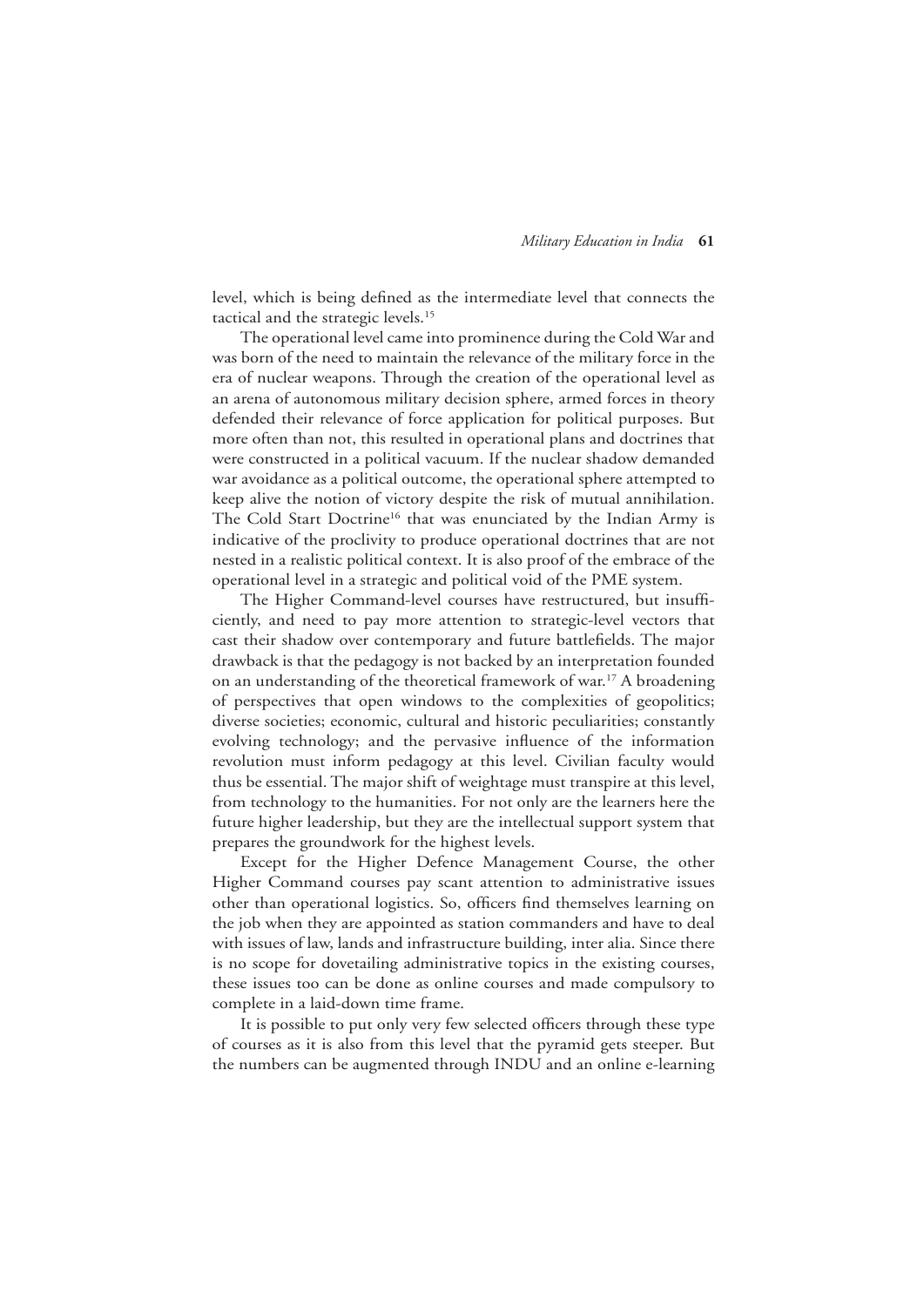level, which is being defined as the intermediate level that connects the tactical and the strategic levels.[15]

The operational level came into prominence during the Cold War and was born of the need to maintain the relevance of the military force in the era of nuclear weapons. Through the creation of the operational level as an arena of autonomous military decision sphere, armed forces in theory defended their relevance of force application for political purposes. But more often than not, this resulted in operational plans and doctrines that were constructed in a political vacuum. If the nuclear shadow demanded war avoidance as a political outcome, the operational sphere attempted to keep alive the notion of victory despite the risk of mutual annihilation. The Cold Start Doctrine[16] that was enunciated by the Indian Army is indicative of the proclivity to produce operational doctrines that are not nested in a realistic political context. It is also proof of the embrace of the operational level in a strategic and political void of the PME system.

The Higher Command-level courses have restructured, but insufficiently, and need to pay more attention to strategic-level vectors that cast their shadow over contemporary and future battlefields. The major drawback is that the pedagogy is not backed by an interpretation founded on an understanding of the theoretical framework of war.[17] A broadening of perspectives that open windows to the complexities of geopolitics; diverse societies; economic, cultural and historic peculiarities; constantly evolving technology; and the pervasive influence of the information revolution must inform pedagogy at this level. Civilian faculty would thus be essential. The major shift of weightage must transpire at this level, from technology to the humanities. For not only are the learners here the future higher leadership, but they are the intellectual support system that prepares the groundwork for the highest levels.

Except for the Higher Defence Management Course, the other Higher Command courses pay scant attention to administrative issues other than operational logistics. So, officers find themselves learning on the job when they are appointed as station commanders and have to deal with issues of law, lands and infrastructure building, inter alia. Since there is no scope for dovetailing administrative topics in the existing courses, these issues too can be done as online courses and made compulsory to complete in a laid-down time frame.

It is possible to put only very few selected officers through these type of courses as it is also from this level that the pyramid gets steeper. But the numbers can be augmented through INDU and an online e-learning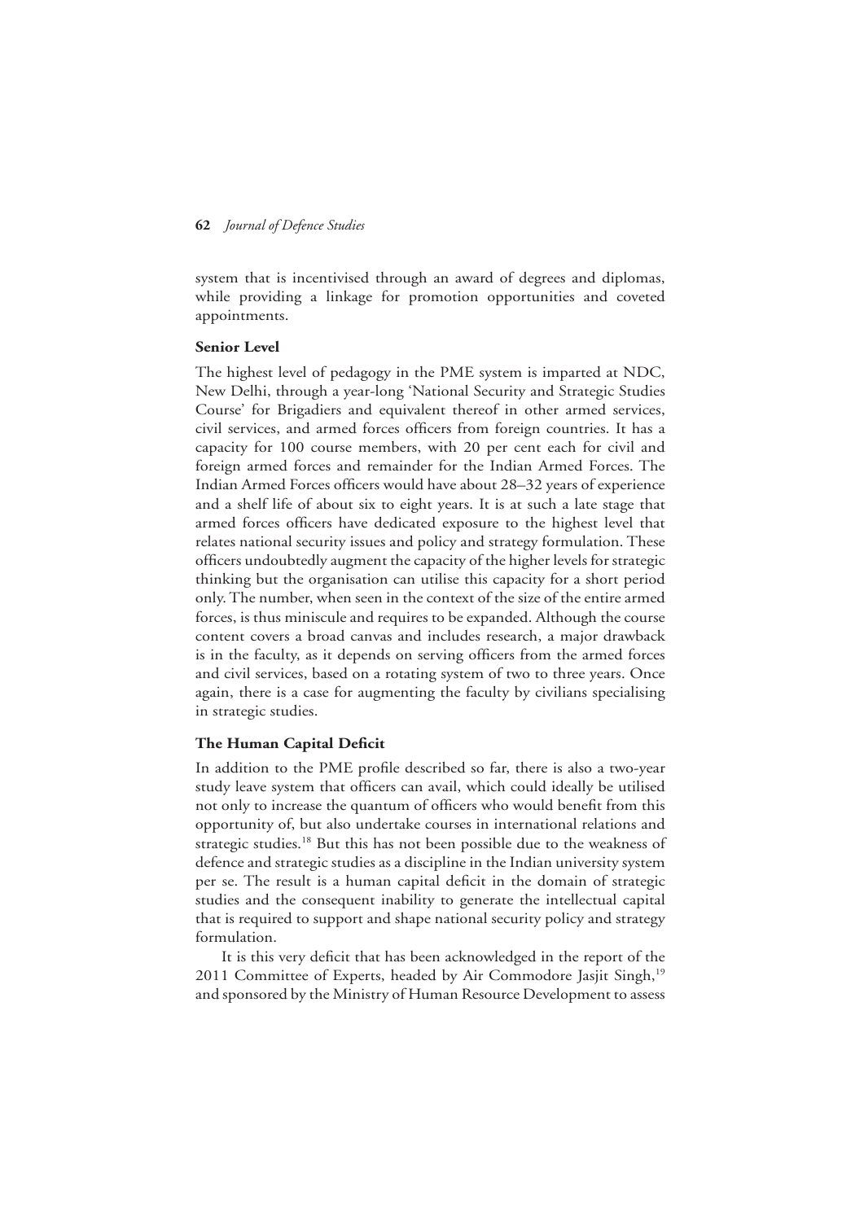system that is incentivised through an award of degrees and diplomas, while providing a linkage for promotion opportunities and coveted appointments.

**Senior Level**

The highest level of pedagogy in the PME system is imparted at NDC, New Delhi, through a year-long 'National Security and Strategic Studies Course' for Brigadiers and equivalent thereof in other armed services, civil services, and armed forces officers from foreign countries. It has a capacity for 100 course members, with 20 per cent each for civil and foreign armed forces and remainder for the Indian Armed Forces. The Indian Armed Forces officers would have about 28–32 years of experience and a shelf life of about six to eight years. It is at such a late stage that armed forces officers have dedicated exposure to the highest level that relates national security issues and policy and strategy formulation. These officers undoubtedly augment the capacity of the higher levels for strategic thinking but the organisation can utilise this capacity for a short period only. The number, when seen in the context of the size of the entire armed forces, is thus miniscule and requires to be expanded. Although the course content covers a broad canvas and includes research, a major drawback is in the faculty, as it depends on serving officers from the armed forces and civil services, based on a rotating system of two to three years. Once again, there is a case for augmenting the faculty by civilians specialising in strategic studies.

**The Human Capital Deficit**

In addition to the PME profile described so far, there is also a two-year study leave system that officers can avail, which could ideally be utilised not only to increase the quantum of officers who would benefit from this opportunity of, but also undertake courses in international relations and strategic studies.[18] But this has not been possible due to the weakness of defence and strategic studies as a discipline in the Indian university system per se. The result is a human capital deficit in the domain of strategic studies and the consequent inability to generate the intellectual capital that is required to support and shape national security policy and strategy formulation.

It is this very deficit that has been acknowledged in the report of the 2011 Committee of Experts, headed by Air Commodore Jasjit Singh,[19] and sponsored by the Ministry of Human Resource Development to assess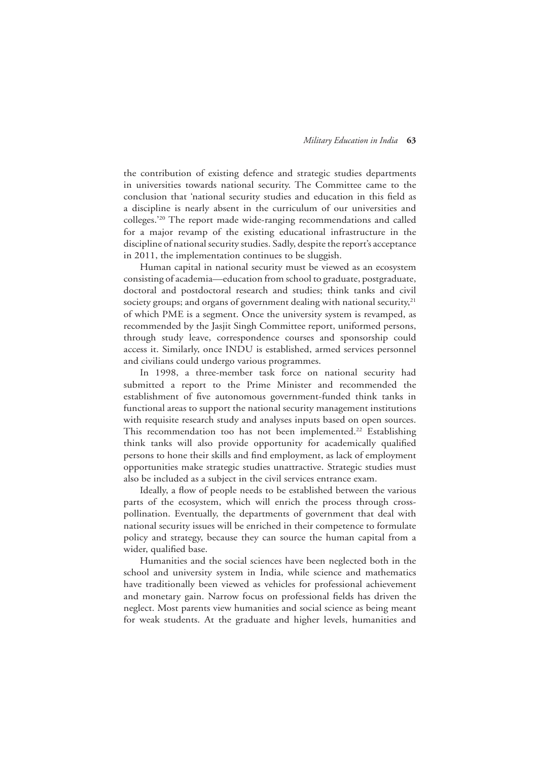the contribution of existing defence and strategic studies departments in universities towards national security. The Committee came to the conclusion that 'national security studies and education in this field as a discipline is nearly absent in the curriculum of our universities and colleges.'[20] The report made wide-ranging recommendations and called for a major revamp of the existing educational infrastructure in the discipline of national security studies. Sadly, despite the report's acceptance in 2011, the implementation continues to be sluggish.

Human capital in national security must be viewed as an ecosystem consisting of academia—education from school to graduate, postgraduate, doctoral and postdoctoral research and studies; think tanks and civil society groups; and organs of government dealing with national security,[21] of which PME is a segment. Once the university system is revamped, as recommended by the Jasjit Singh Committee report, uniformed persons, through study leave, correspondence courses and sponsorship could access it. Similarly, once INDU is established, armed services personnel and civilians could undergo various programmes.

In 1998, a three-member task force on national security had submitted a report to the Prime Minister and recommended the establishment of five autonomous government-funded think tanks in functional areas to support the national security management institutions with requisite research study and analyses inputs based on open sources. This recommendation too has not been implemented.[22] Establishing think tanks will also provide opportunity for academically qualified persons to hone their skills and find employment, as lack of employment opportunities make strategic studies unattractive. Strategic studies must also be included as a subject in the civil services entrance exam.

Ideally, a flow of people needs to be established between the various parts of the ecosystem, which will enrich the process through cross-pollination. Eventually, the departments of government that deal with national security issues will be enriched in their competence to formulate policy and strategy, because they can source the human capital from a wider, qualified base.

Humanities and the social sciences have been neglected both in the school and university system in India, while science and mathematics have traditionally been viewed as vehicles for professional achievement and monetary gain. Narrow focus on professional fields has driven the neglect. Most parents view humanities and social science as being meant for weak students. At the graduate and higher levels, humanities and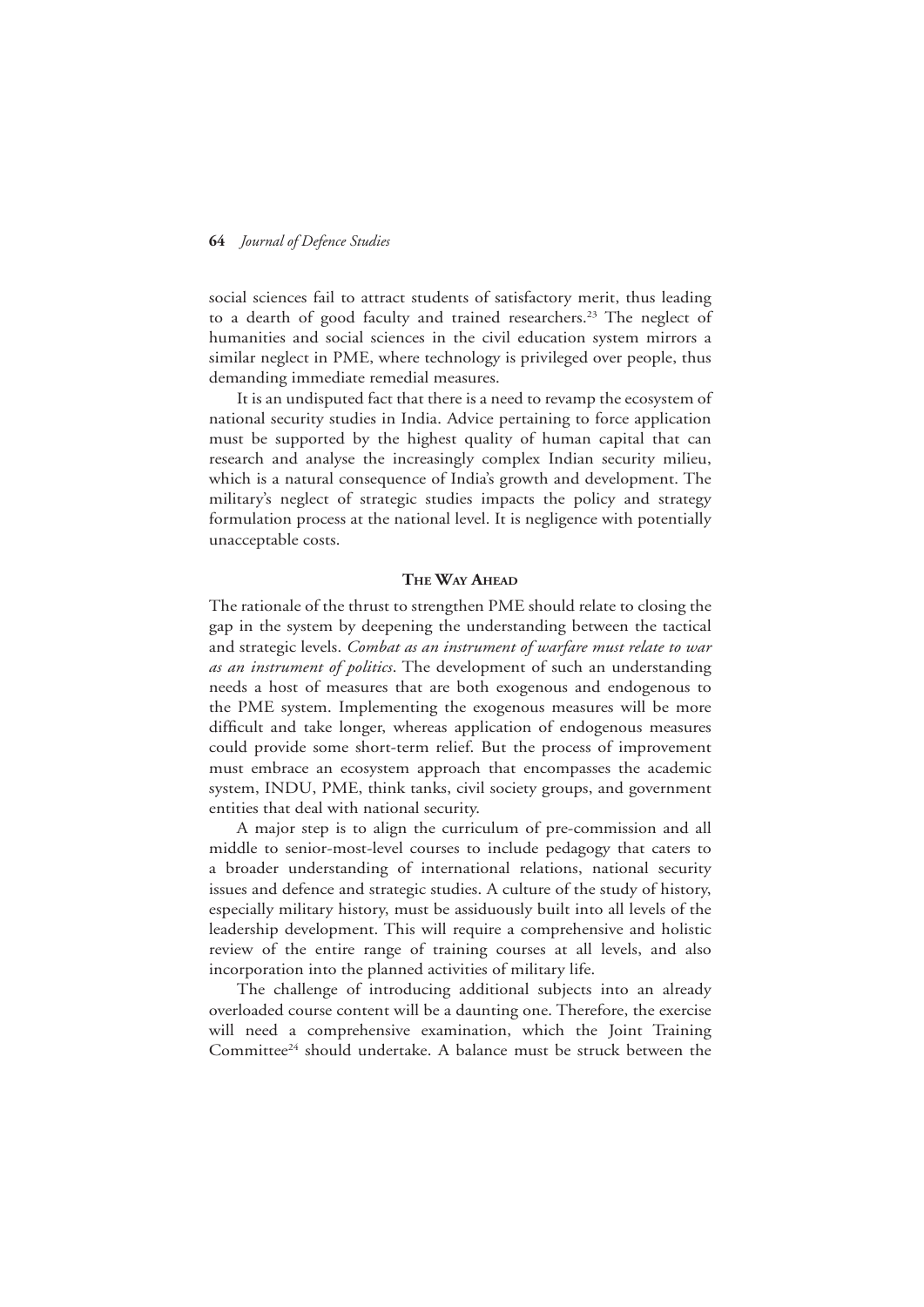social sciences fail to attract students of satisfactory merit, thus leading to a dearth of good faculty and trained researchers.[23] The neglect of humanities and social sciences in the civil education system mirrors a similar neglect in PME, where technology is privileged over people, thus demanding immediate remedial measures.

It is an undisputed fact that there is a need to revamp the ecosystem of national security studies in India. Advice pertaining to force application must be supported by the highest quality of human capital that can research and analyse the increasingly complex Indian security milieu, which is a natural consequence of India's growth and development. The military's neglect of strategic studies impacts the policy and strategy formulation process at the national level. It is negligence with potentially unacceptable costs.

## The Way Ahead

The rationale of the thrust to strengthen PME should relate to closing the gap in the system by deepening the understanding between the tactical and strategic levels. *Combat as an instrument of warfare must relate to war as an instrument of politics*. The development of such an understanding needs a host of measures that are both exogenous and endogenous to the PME system. Implementing the exogenous measures will be more difficult and take longer, whereas application of endogenous measures could provide some short-term relief. But the process of improvement must embrace an ecosystem approach that encompasses the academic system, INDU, PME, think tanks, civil society groups, and government entities that deal with national security.

A major step is to align the curriculum of pre-commission and all middle to senior-most-level courses to include pedagogy that caters to a broader understanding of international relations, national security issues and defence and strategic studies. A culture of the study of history, especially military history, must be assiduously built into all levels of the leadership development. This will require a comprehensive and holistic review of the entire range of training courses at all levels, and also incorporation into the planned activities of military life.

The challenge of introducing additional subjects into an already overloaded course content will be a daunting one. Therefore, the exercise will need a comprehensive examination, which the Joint Training Committee[24] should undertake. A balance must be struck between the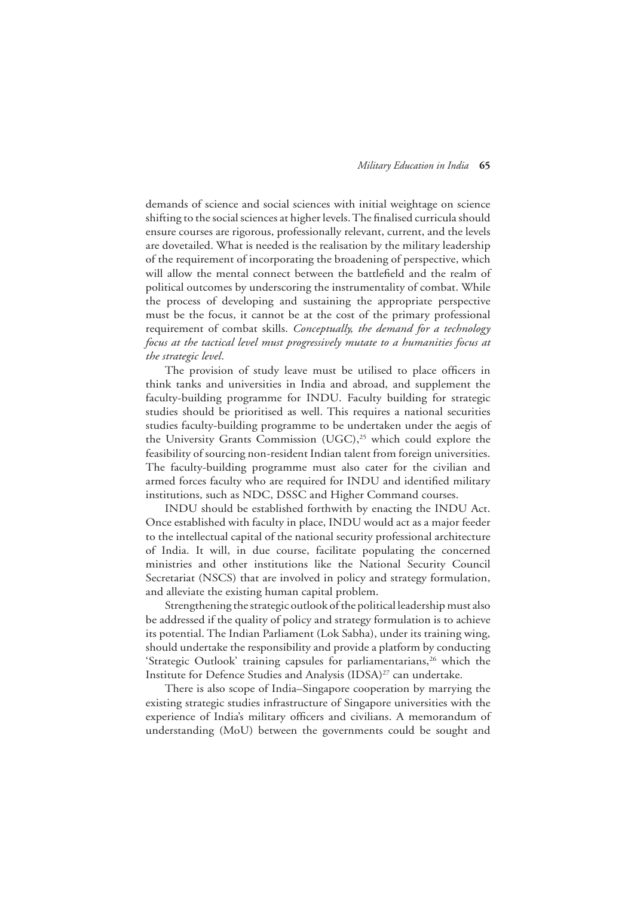demands of science and social sciences with initial weightage on science shifting to the social sciences at higher levels. The finalised curricula should ensure courses are rigorous, professionally relevant, current, and the levels are dovetailed. What is needed is the realisation by the military leadership of the requirement of incorporating the broadening of perspective, which will allow the mental connect between the battlefield and the realm of political outcomes by underscoring the instrumentality of combat. While the process of developing and sustaining the appropriate perspective must be the focus, it cannot be at the cost of the primary professional requirement of combat skills. *Conceptually, the demand for a technology focus at the tactical level must progressively mutate to a humanities focus at the strategic level.*

The provision of study leave must be utilised to place officers in think tanks and universities in India and abroad, and supplement the faculty-building programme for INDU. Faculty building for strategic studies should be prioritised as well. This requires a national securities studies faculty-building programme to be undertaken under the aegis of the University Grants Commission (UGC),[25] which could explore the feasibility of sourcing non-resident Indian talent from foreign universities. The faculty-building programme must also cater for the civilian and armed forces faculty who are required for INDU and identified military institutions, such as NDC, DSSC and Higher Command courses.

INDU should be established forthwith by enacting the INDU Act. Once established with faculty in place, INDU would act as a major feeder to the intellectual capital of the national security professional architecture of India. It will, in due course, facilitate populating the concerned ministries and other institutions like the National Security Council Secretariat (NSCS) that are involved in policy and strategy formulation, and alleviate the existing human capital problem.

Strengthening the strategic outlook of the political leadership must also be addressed if the quality of policy and strategy formulation is to achieve its potential. The Indian Parliament (Lok Sabha), under its training wing, should undertake the responsibility and provide a platform by conducting 'Strategic Outlook' training capsules for parliamentarians,[26] which the Institute for Defence Studies and Analysis (IDSA)[27] can undertake.

There is also scope of India–Singapore cooperation by marrying the existing strategic studies infrastructure of Singapore universities with the experience of India's military officers and civilians. A memorandum of understanding (MoU) between the governments could be sought and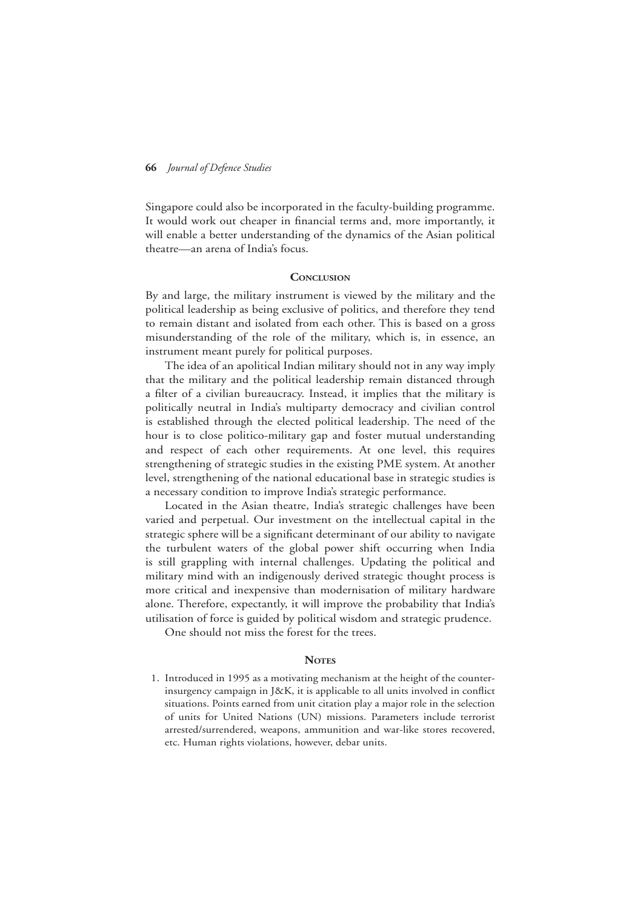Singapore could also be incorporated in the faculty-building programme. It would work out cheaper in financial terms and, more importantly, it will enable a better understanding of the dynamics of the Asian political theatre—an arena of India's focus.

## Conclusion

By and large, the military instrument is viewed by the military and the political leadership as being exclusive of politics, and therefore they tend to remain distant and isolated from each other. This is based on a gross misunderstanding of the role of the military, which is, in essence, an instrument meant purely for political purposes.

The idea of an apolitical Indian military should not in any way imply that the military and the political leadership remain distanced through a filter of a civilian bureaucracy. Instead, it implies that the military is politically neutral in India's multiparty democracy and civilian control is established through the elected political leadership. The need of the hour is to close politico-military gap and foster mutual understanding and respect of each other requirements. At one level, this requires strengthening of strategic studies in the existing PME system. At another level, strengthening of the national educational base in strategic studies is a necessary condition to improve India's strategic performance.

Located in the Asian theatre, India's strategic challenges have been varied and perpetual. Our investment on the intellectual capital in the strategic sphere will be a significant determinant of our ability to navigate the turbulent waters of the global power shift occurring when India is still grappling with internal challenges. Updating the political and military mind with an indigenously derived strategic thought process is more critical and inexpensive than modernisation of military hardware alone. Therefore, expectantly, it will improve the probability that India's utilisation of force is guided by political wisdom and strategic prudence.

One should not miss the forest for the trees.

## Notes

1. Introduced in 1995 as a motivating mechanism at the height of the counter-insurgency campaign in J&K, it is applicable to all units involved in conflict situations. Points earned from unit citation play a major role in the selection of units for United Nations (UN) missions. Parameters include terrorist arrested/surrendered, weapons, ammunition and war-like stores recovered, etc. Human rights violations, however, debar units.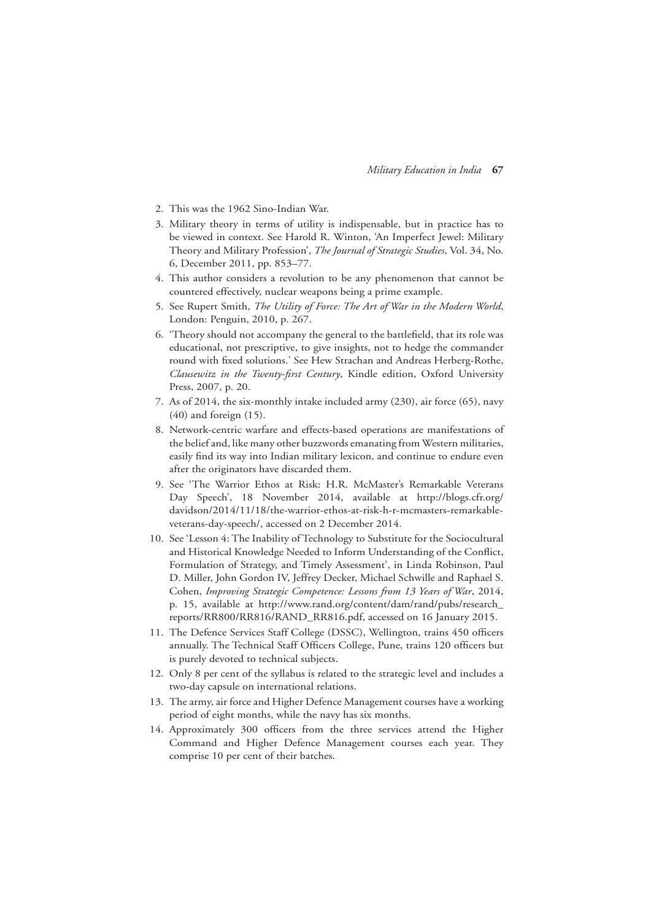2. This was the 1962 Sino-Indian War.
3. Military theory in terms of utility is indispensable, but in practice has to be viewed in context. See Harold R. Winton, 'An Imperfect Jewel: Military Theory and Military Profession', *The Journal of Strategic Studies*, Vol. 34, No. 6, December 2011, pp. 853–77.
4. This author considers a revolution to be any phenomenon that cannot be countered effectively, nuclear weapons being a prime example.
5. See Rupert Smith, *The Utility of Force: The Art of War in the Modern World*, London: Penguin, 2010, p. 267.
6. 'Theory should not accompany the general to the battlefield, that its role was educational, not prescriptive, to give insights, not to hedge the commander round with fixed solutions.' See Hew Strachan and Andreas Herberg-Rothe, *Clausewitz in the Twenty-first Century*, Kindle edition, Oxford University Press, 2007, p. 20.
7. As of 2014, the six-monthly intake included army (230), air force (65), navy (40) and foreign (15).
8. Network-centric warfare and effects-based operations are manifestations of the belief and, like many other buzzwords emanating from Western militaries, easily find its way into Indian military lexicon, and continue to endure even after the originators have discarded them.
9. See 'The Warrior Ethos at Risk: H.R. McMaster's Remarkable Veterans Day Speech', 18 November 2014, available at http://blogs.cfr.org/davidson/2014/11/18/the-warrior-ethos-at-risk-h-r-mcmasters-remarkable-veterans-day-speech/, accessed on 2 December 2014.
10. See 'Lesson 4: The Inability of Technology to Substitute for the Sociocultural and Historical Knowledge Needed to Inform Understanding of the Conflict, Formulation of Strategy, and Timely Assessment', in Linda Robinson, Paul D. Miller, John Gordon IV, Jeffrey Decker, Michael Schwille and Raphael S. Cohen, *Improving Strategic Competence: Lessons from 13 Years of War*, 2014, p. 15, available at http://www.rand.org/content/dam/rand/pubs/research_reports/RR800/RR816/RAND_RR816.pdf, accessed on 16 January 2015.
11. The Defence Services Staff College (DSSC), Wellington, trains 450 officers annually. The Technical Staff Officers College, Pune, trains 120 officers but is purely devoted to technical subjects.
12. Only 8 per cent of the syllabus is related to the strategic level and includes a two-day capsule on international relations.
13. The army, air force and Higher Defence Management courses have a working period of eight months, while the navy has six months.
14. Approximately 300 officers from the three services attend the Higher Command and Higher Defence Management courses each year. They comprise 10 per cent of their batches.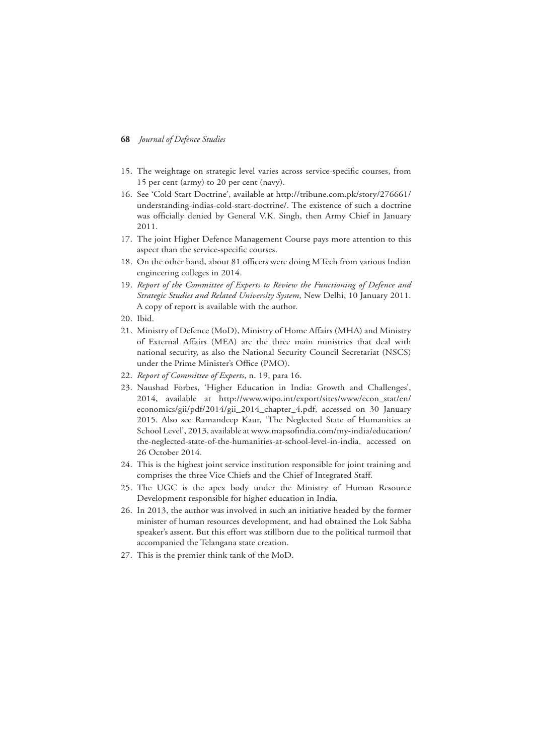15. The weightage on strategic level varies across service-specific courses, from 15 per cent (army) to 20 per cent (navy).
16. See 'Cold Start Doctrine', available at http://tribune.com.pk/story/276661/understanding-indias-cold-start-doctrine/. The existence of such a doctrine was officially denied by General V.K. Singh, then Army Chief in January 2011.
17. The joint Higher Defence Management Course pays more attention to this aspect than the service-specific courses.
18. On the other hand, about 81 officers were doing MTech from various Indian engineering colleges in 2014.
19. *Report of the Committee of Experts to Review the Functioning of Defence and Strategic Studies and Related University System*, New Delhi, 10 January 2011. A copy of report is available with the author.
20. Ibid.
21. Ministry of Defence (MoD), Ministry of Home Affairs (MHA) and Ministry of External Affairs (MEA) are the three main ministries that deal with national security, as also the National Security Council Secretariat (NSCS) under the Prime Minister's Office (PMO).
22. *Report of Committee of Experts*, n. 19, para 16.
23. Naushad Forbes, 'Higher Education in India: Growth and Challenges', 2014, available at http://www.wipo.int/export/sites/www/econ_stat/en/economics/gii/pdf/2014/gii_2014_chapter_4.pdf, accessed on 30 January 2015. Also see Ramandeep Kaur, 'The Neglected State of Humanities at School Level', 2013, available at www.mapsofindia.com/my-india/education/the-neglected-state-of-the-humanities-at-school-level-in-india, accessed on 26 October 2014.
24. This is the highest joint service institution responsible for joint training and comprises the three Vice Chiefs and the Chief of Integrated Staff.
25. The UGC is the apex body under the Ministry of Human Resource Development responsible for higher education in India.
26. In 2013, the author was involved in such an initiative headed by the former minister of human resources development, and had obtained the Lok Sabha speaker's assent. But this effort was stillborn due to the political turmoil that accompanied the Telangana state creation.
27. This is the premier think tank of the MoD.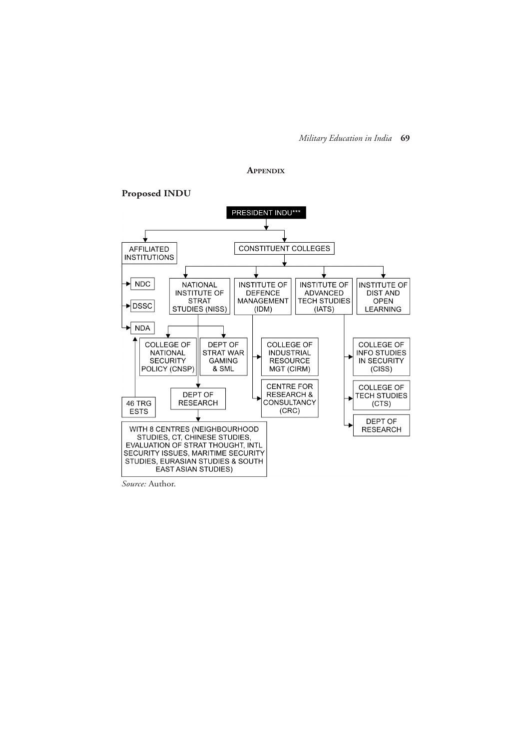## Appendix

### Proposed INDU

PRESIDENT INDU***

AFFILIATED INSTITUTIONS

CONSTITUENT COLLEGES

NDC

DSSC

NDA

46 TRG ESTS

NATIONAL INSTITUTE OF STRAT STUDIES (NISS)

INSTITUTE OF DEFENCE MANAGEMENT (IDM)

INSTITUTE OF ADVANCED TECH STUDIES (IATS)

INSTITUTE OF DIST AND OPEN LEARNING

COLLEGE OF NATIONAL SECURITY POLICY (CNSP)

DEPT OF STRAT WAR GAMING & SML

DEPT OF RESEARCH

WITH 8 CENTRES (NEIGHBOURHOOD STUDIES, CT, CHINESE STUDIES, EVALUATION OF STRAT THOUGHT, INTL SECURITY ISSUES, MARITIME SECURITY STUDIES, EURASIAN STUDIES & SOUTH EAST ASIAN STUDIES)

COLLEGE OF INDUSTRIAL RESOURCE MGT (CIRM)

CENTRE FOR RESEARCH & CONSULTANCY (CRC)

COLLEGE OF INFO STUDIES IN SECURITY (CISS)

COLLEGE OF TECH STUDIES (CTS)

DEPT OF RESEARCH

*Source:* Author.